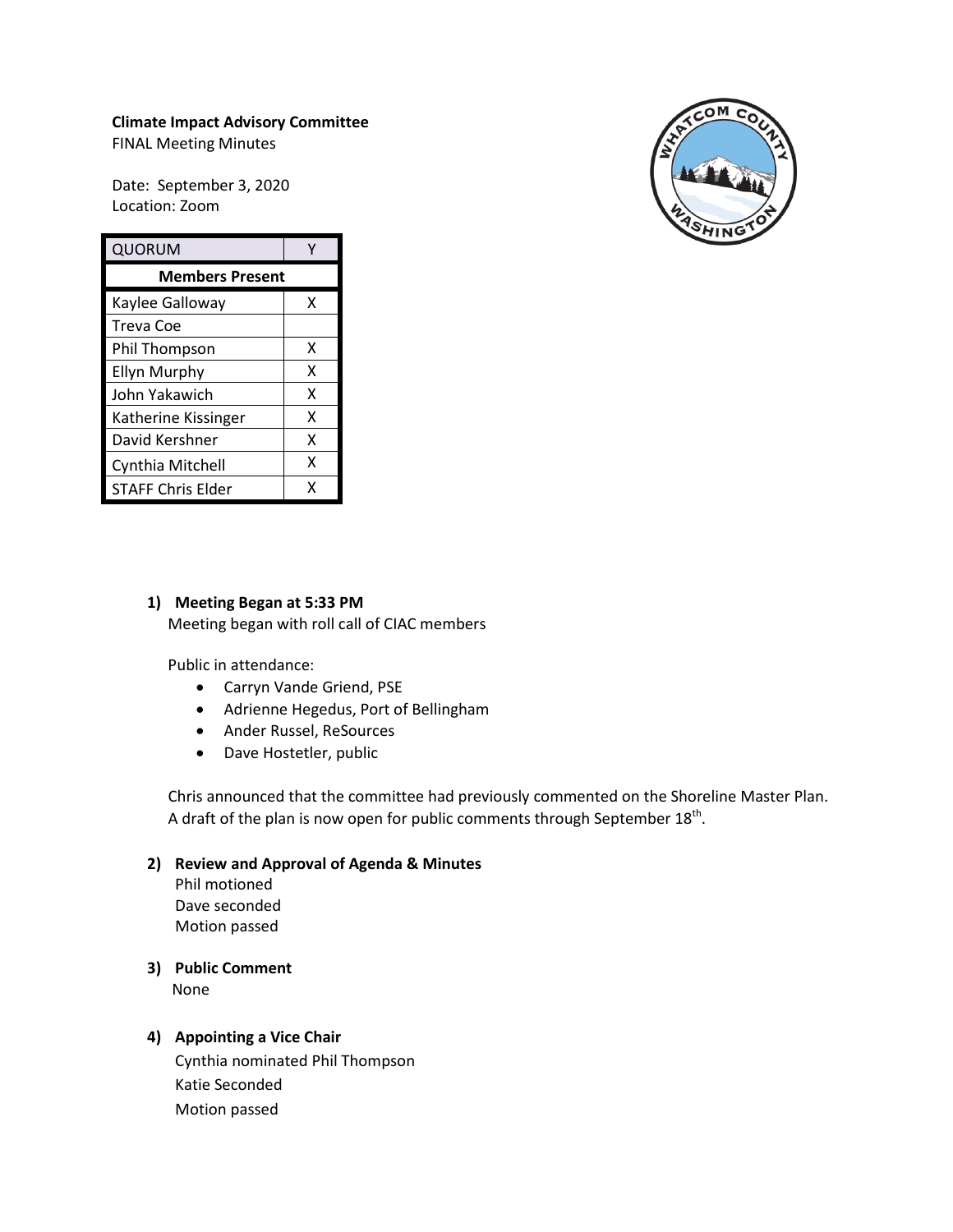**Climate Impact Advisory Committee**
FINAL Meeting Minutes

Date: September 3, 2020
Location: Zoom

| QUORUM | Y |
|---|---|
| **Members Present** | |
| Kaylee Galloway | X |
| Treva Coe | |
| Phil Thompson | X |
| Ellyn Murphy | X |
| John Yakawich | X |
| Katherine Kissinger | X |
| David Kershner | X |
| Cynthia Mitchell | X |
| STAFF Chris Elder | X |

1) **Meeting Began at 5:33 PM**
   Meeting began with roll call of CIAC members

   Public in attendance:
   - Carryn Vande Griend, PSE
   - Adrienne Hegedus, Port of Bellingham
   - Ander Russel, ReSources
   - Dave Hostetler, public

   Chris announced that the committee had previously commented on the Shoreline Master Plan. A draft of the plan is now open for public comments through September 18th.

2) **Review and Approval of Agenda & Minutes**
   Phil motioned
   Dave seconded
   Motion passed

3) **Public Comment**
   None

4) **Appointing a Vice Chair**
   Cynthia nominated Phil Thompson
   Katie Seconded
   Motion passed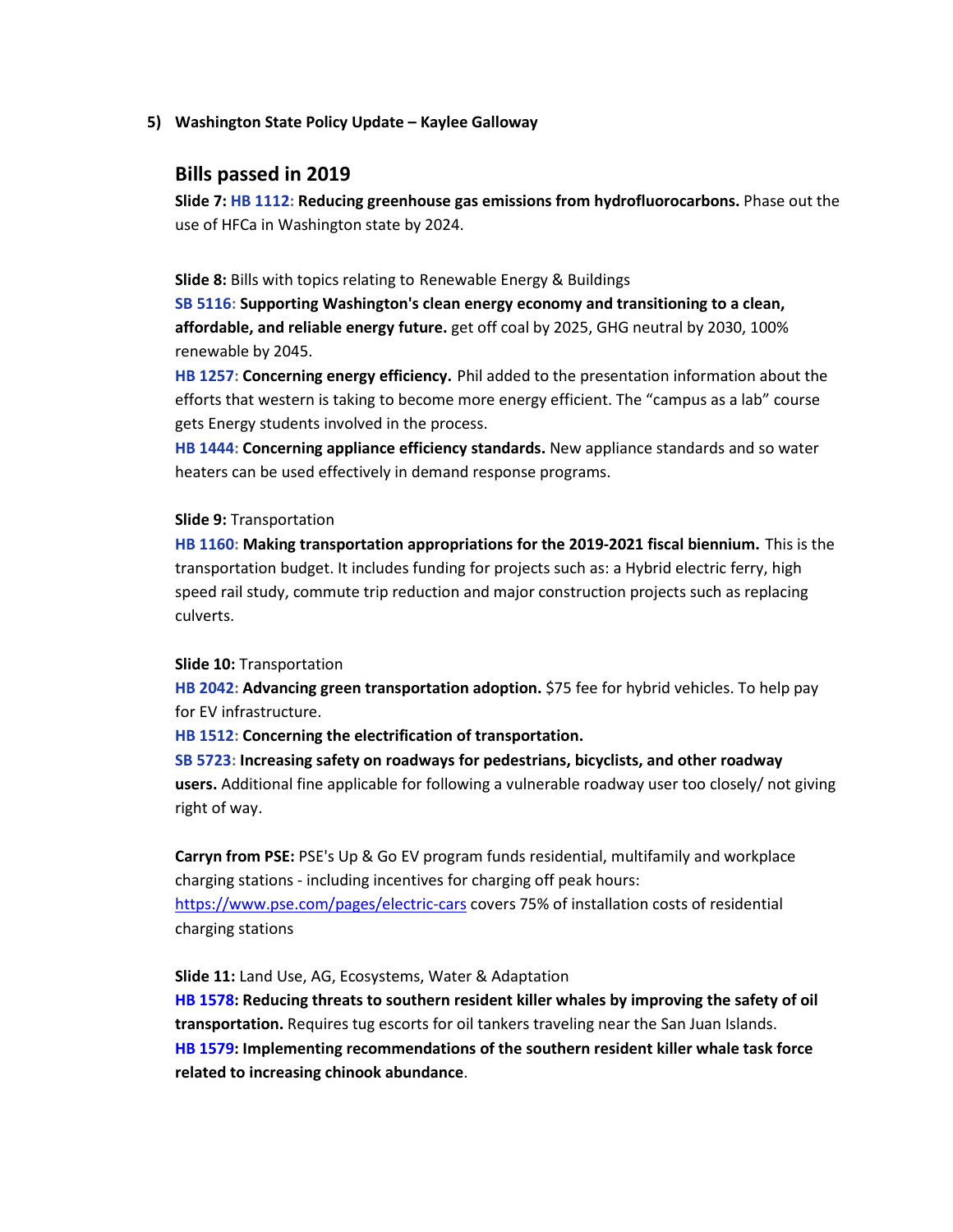5) **Washington State Policy Update – Kaylee Galloway**

## Bills passed in 2019

**Slide 7: HB 1112: Reducing greenhouse gas emissions from hydrofluorocarbons.** Phase out the use of HFCa in Washington state by 2024.

**Slide 8:** Bills with topics relating to Renewable Energy & Buildings

**SB 5116: Supporting Washington's clean energy economy and transitioning to a clean, affordable, and reliable energy future.** get off coal by 2025, GHG neutral by 2030, 100% renewable by 2045.

**HB 1257: Concerning energy efficiency.** Phil added to the presentation information about the efforts that western is taking to become more energy efficient. The "campus as a lab" course gets Energy students involved in the process.

**HB 1444: Concerning appliance efficiency standards.** New appliance standards and so water heaters can be used effectively in demand response programs.

**Slide 9:** Transportation

**HB 1160: Making transportation appropriations for the 2019-2021 fiscal biennium.** This is the transportation budget. It includes funding for projects such as: a Hybrid electric ferry, high speed rail study, commute trip reduction and major construction projects such as replacing culverts.

**Slide 10:** Transportation

**HB 2042: Advancing green transportation adoption.** $75 fee for hybrid vehicles. To help pay for EV infrastructure.

**HB 1512: Concerning the electrification of transportation.**

**SB 5723: Increasing safety on roadways for pedestrians, bicyclists, and other roadway users.** Additional fine applicable for following a vulnerable roadway user too closely/ not giving right of way.

**Carryn from PSE:** PSE's Up & Go EV program funds residential, multifamily and workplace charging stations - including incentives for charging off peak hours: https://www.pse.com/pages/electric-cars covers 75% of installation costs of residential charging stations

**Slide 11:** Land Use, AG, Ecosystems, Water & Adaptation

**HB 1578: Reducing threats to southern resident killer whales by improving the safety of oil transportation.** Requires tug escorts for oil tankers traveling near the San Juan Islands.

**HB 1579: Implementing recommendations of the southern resident killer whale task force related to increasing chinook abundance**.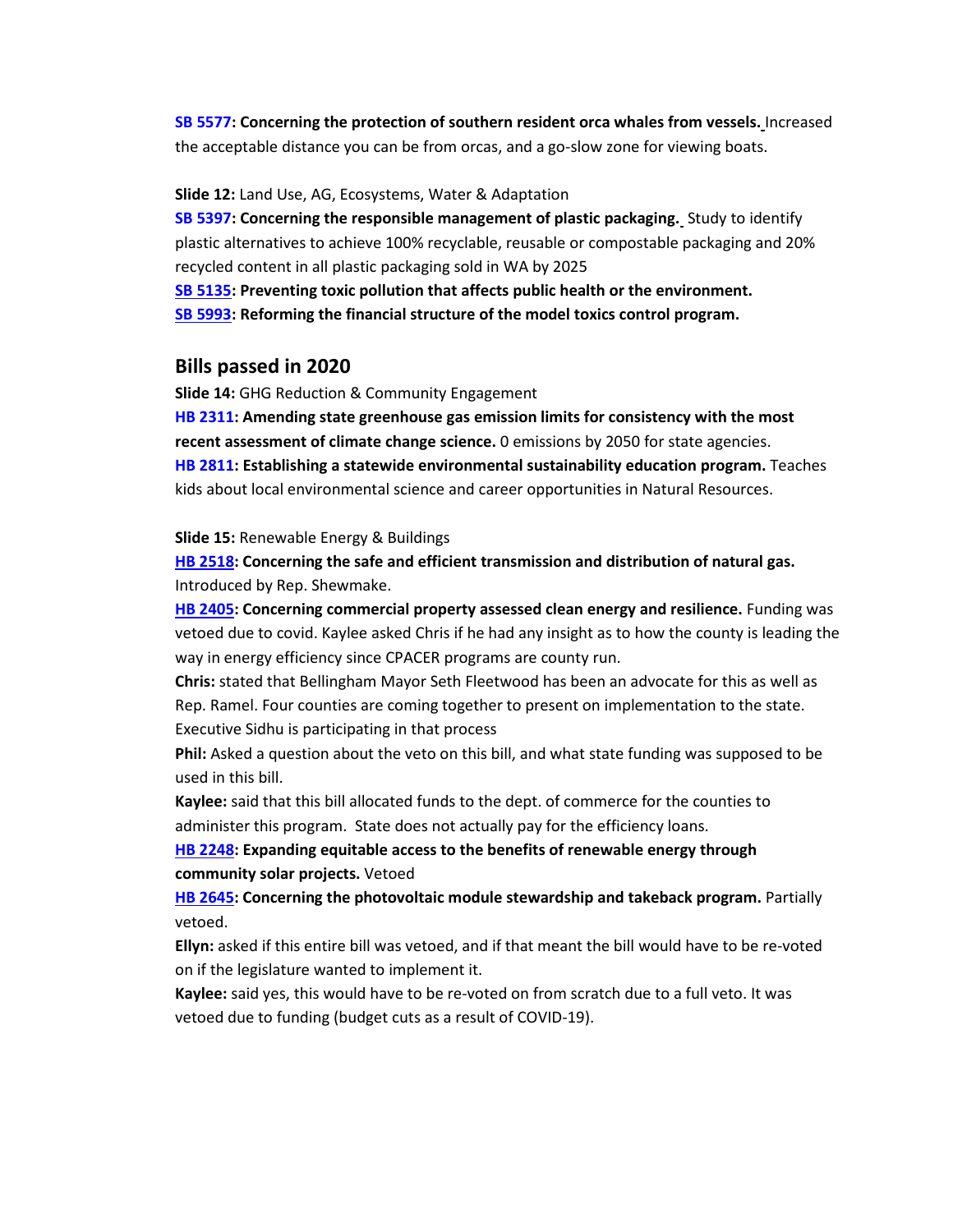**SB 5577: Concerning the protection of southern resident orca whales from vessels.** Increased the acceptable distance you can be from orcas, and a go-slow zone for viewing boats.

**Slide 12:** Land Use, AG, Ecosystems, Water & Adaptation

**SB 5397: Concerning the responsible management of plastic packaging.** Study to identify plastic alternatives to achieve 100% recyclable, reusable or compostable packaging and 20% recycled content in all plastic packaging sold in WA by 2025

**SB 5135: Preventing toxic pollution that affects public health or the environment.**

**SB 5993: Reforming the financial structure of the model toxics control program.**

## Bills passed in 2020

**Slide 14:** GHG Reduction & Community Engagement

**HB 2311: Amending state greenhouse gas emission limits for consistency with the most recent assessment of climate change science.** 0 emissions by 2050 for state agencies.

**HB 2811: Establishing a statewide environmental sustainability education program.** Teaches kids about local environmental science and career opportunities in Natural Resources.

**Slide 15:** Renewable Energy & Buildings

**HB 2518: Concerning the safe and efficient transmission and distribution of natural gas.** Introduced by Rep. Shewmake.

**HB 2405: Concerning commercial property assessed clean energy and resilience.** Funding was vetoed due to covid. Kaylee asked Chris if he had any insight as to how the county is leading the way in energy efficiency since CPACER programs are county run.

**Chris:** stated that Bellingham Mayor Seth Fleetwood has been an advocate for this as well as Rep. Ramel. Four counties are coming together to present on implementation to the state. Executive Sidhu is participating in that process

**Phil:** Asked a question about the veto on this bill, and what state funding was supposed to be used in this bill.

**Kaylee:** said that this bill allocated funds to the dept. of commerce for the counties to administer this program. State does not actually pay for the efficiency loans.

**HB 2248: Expanding equitable access to the benefits of renewable energy through community solar projects.** Vetoed

**HB 2645: Concerning the photovoltaic module stewardship and takeback program.** Partially vetoed.

**Ellyn:** asked if this entire bill was vetoed, and if that meant the bill would have to be re-voted on if the legislature wanted to implement it.

**Kaylee:** said yes, this would have to be re-voted on from scratch due to a full veto. It was vetoed due to funding (budget cuts as a result of COVID-19).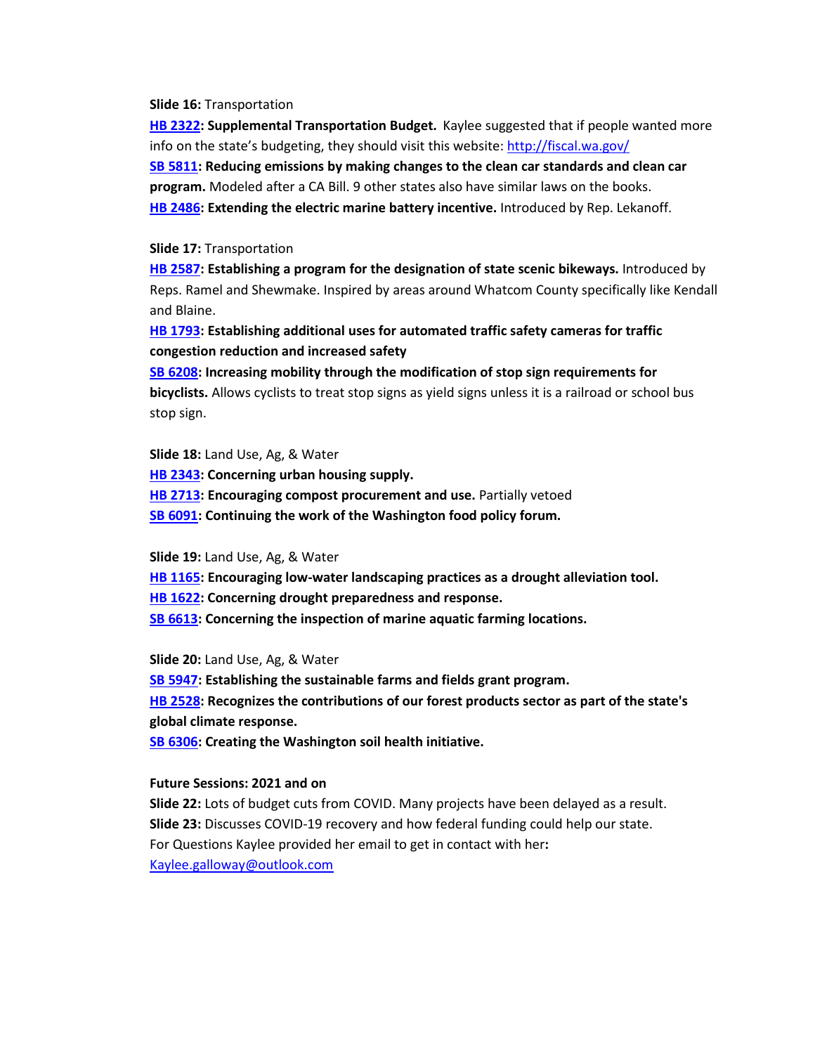**Slide 16:** Transportation

**HB 2322: Supplemental Transportation Budget.** Kaylee suggested that if people wanted more info on the state's budgeting, they should visit this website: http://fiscal.wa.gov/

**SB 5811: Reducing emissions by making changes to the clean car standards and clean car program.** Modeled after a CA Bill. 9 other states also have similar laws on the books.

**HB 2486: Extending the electric marine battery incentive.** Introduced by Rep. Lekanoff.

**Slide 17:** Transportation

**HB 2587: Establishing a program for the designation of state scenic bikeways.** Introduced by Reps. Ramel and Shewmake. Inspired by areas around Whatcom County specifically like Kendall and Blaine.

**HB 1793: Establishing additional uses for automated traffic safety cameras for traffic congestion reduction and increased safety**

**SB 6208: Increasing mobility through the modification of stop sign requirements for bicyclists.** Allows cyclists to treat stop signs as yield signs unless it is a railroad or school bus stop sign.

**Slide 18:** Land Use, Ag, & Water

**HB 2343: Concerning urban housing supply.**

**HB 2713: Encouraging compost procurement and use.** Partially vetoed

**SB 6091: Continuing the work of the Washington food policy forum.**

**Slide 19:** Land Use, Ag, & Water

**HB 1165: Encouraging low-water landscaping practices as a drought alleviation tool.**

**HB 1622: Concerning drought preparedness and response.**

**SB 6613: Concerning the inspection of marine aquatic farming locations.**

**Slide 20:** Land Use, Ag, & Water

**SB 5947: Establishing the sustainable farms and fields grant program.**

**HB 2528: Recognizes the contributions of our forest products sector as part of the state's global climate response.**

**SB 6306: Creating the Washington soil health initiative.**

**Future Sessions: 2021 and on**

**Slide 22:** Lots of budget cuts from COVID. Many projects have been delayed as a result.

**Slide 23:** Discusses COVID-19 recovery and how federal funding could help our state.

For Questions Kaylee provided her email to get in contact with her**:** Kaylee.galloway@outlook.com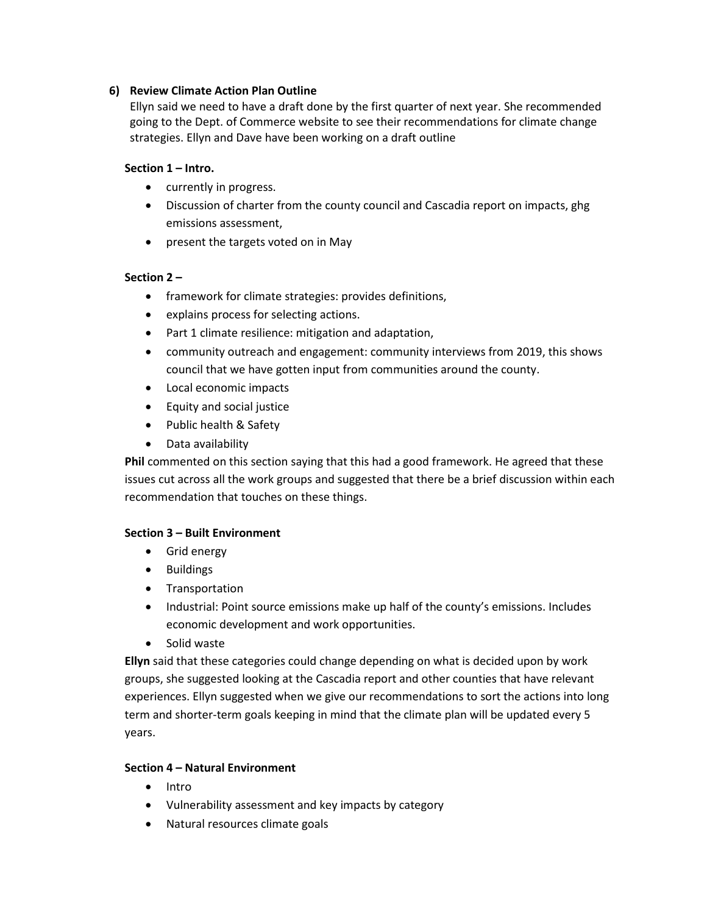6) **Review Climate Action Plan Outline**

Ellyn said we need to have a draft done by the first quarter of next year. She recommended going to the Dept. of Commerce website to see their recommendations for climate change strategies. Ellyn and Dave have been working on a draft outline

**Section 1 – Intro.**

- currently in progress.
- Discussion of charter from the county council and Cascadia report on impacts, ghg emissions assessment,
- present the targets voted on in May

**Section 2 –**

- framework for climate strategies: provides definitions,
- explains process for selecting actions.
- Part 1 climate resilience: mitigation and adaptation,
- community outreach and engagement: community interviews from 2019, this shows council that we have gotten input from communities around the county.
- Local economic impacts
- Equity and social justice
- Public health & Safety
- Data availability

**Phil** commented on this section saying that this had a good framework. He agreed that these issues cut across all the work groups and suggested that there be a brief discussion within each recommendation that touches on these things.

**Section 3 – Built Environment**

- Grid energy
- Buildings
- Transportation
- Industrial: Point source emissions make up half of the county's emissions. Includes economic development and work opportunities.
- Solid waste

**Ellyn** said that these categories could change depending on what is decided upon by work groups, she suggested looking at the Cascadia report and other counties that have relevant experiences. Ellyn suggested when we give our recommendations to sort the actions into long term and shorter-term goals keeping in mind that the climate plan will be updated every 5 years.

**Section 4 – Natural Environment**

- Intro
- Vulnerability assessment and key impacts by category
- Natural resources climate goals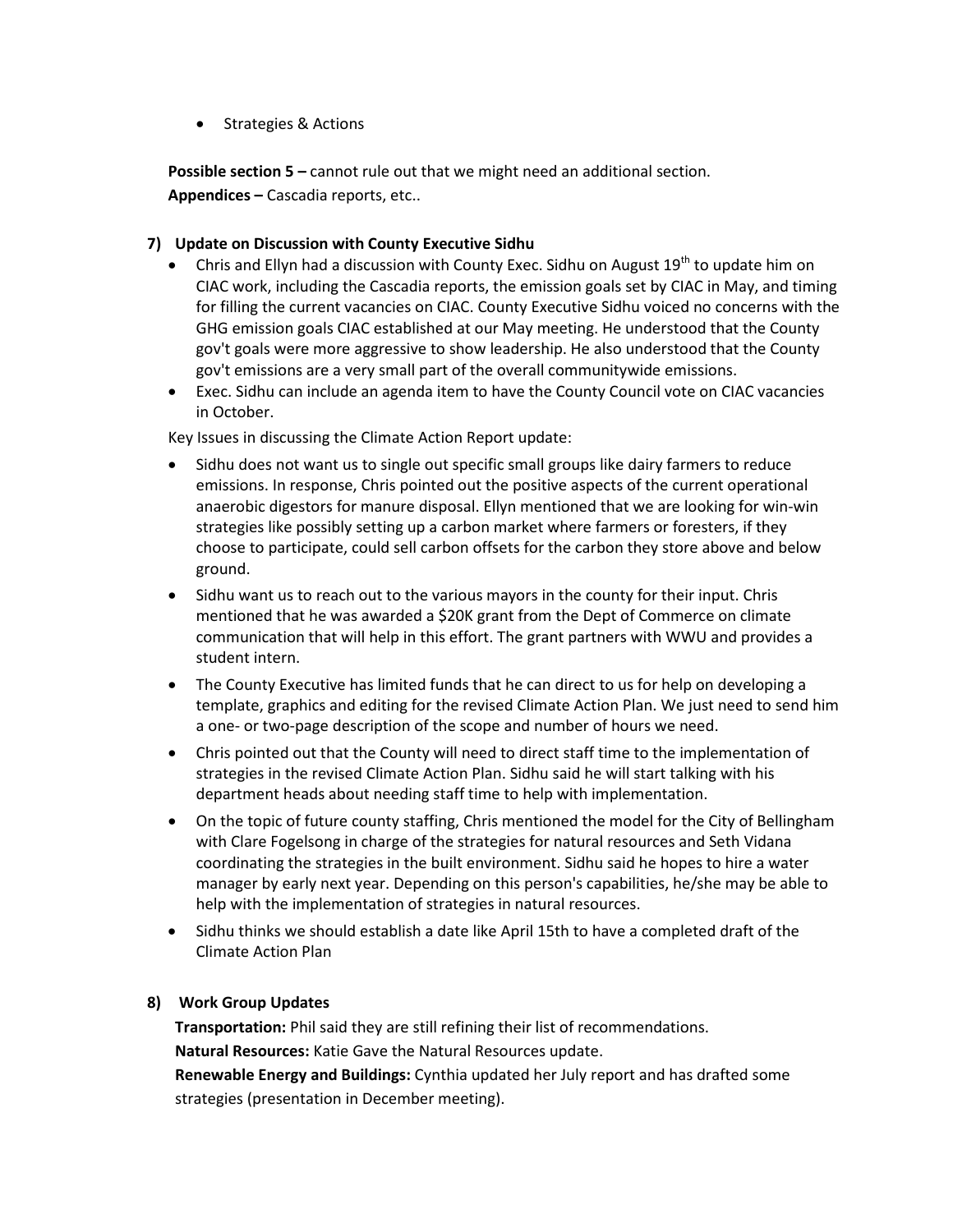- Strategies & Actions

**Possible section 5 –** cannot rule out that we might need an additional section.
**Appendices –** Cascadia reports, etc..

**7) Update on Discussion with County Executive Sidhu**

- Chris and Ellyn had a discussion with County Exec. Sidhu on August 19th to update him on CIAC work, including the Cascadia reports, the emission goals set by CIAC in May, and timing for filling the current vacancies on CIAC. County Executive Sidhu voiced no concerns with the GHG emission goals CIAC established at our May meeting. He understood that the County gov't goals were more aggressive to show leadership. He also understood that the County gov't emissions are a very small part of the overall communitywide emissions.
- Exec. Sidhu can include an agenda item to have the County Council vote on CIAC vacancies in October.

Key Issues in discussing the Climate Action Report update:

- Sidhu does not want us to single out specific small groups like dairy farmers to reduce emissions. In response, Chris pointed out the positive aspects of the current operational anaerobic digestors for manure disposal. Ellyn mentioned that we are looking for win-win strategies like possibly setting up a carbon market where farmers or foresters, if they choose to participate, could sell carbon offsets for the carbon they store above and below ground.
- Sidhu want us to reach out to the various mayors in the county for their input. Chris mentioned that he was awarded a $20K grant from the Dept of Commerce on climate communication that will help in this effort. The grant partners with WWU and provides a student intern.
- The County Executive has limited funds that he can direct to us for help on developing a template, graphics and editing for the revised Climate Action Plan. We just need to send him a one- or two-page description of the scope and number of hours we need.
- Chris pointed out that the County will need to direct staff time to the implementation of strategies in the revised Climate Action Plan. Sidhu said he will start talking with his department heads about needing staff time to help with implementation.
- On the topic of future county staffing, Chris mentioned the model for the City of Bellingham with Clare Fogelsong in charge of the strategies for natural resources and Seth Vidana coordinating the strategies in the built environment. Sidhu said he hopes to hire a water manager by early next year. Depending on this person's capabilities, he/she may be able to help with the implementation of strategies in natural resources.
- Sidhu thinks we should establish a date like April 15th to have a completed draft of the Climate Action Plan

**8) Work Group Updates**

**Transportation:** Phil said they are still refining their list of recommendations.
**Natural Resources:** Katie Gave the Natural Resources update.
**Renewable Energy and Buildings:** Cynthia updated her July report and has drafted some strategies (presentation in December meeting).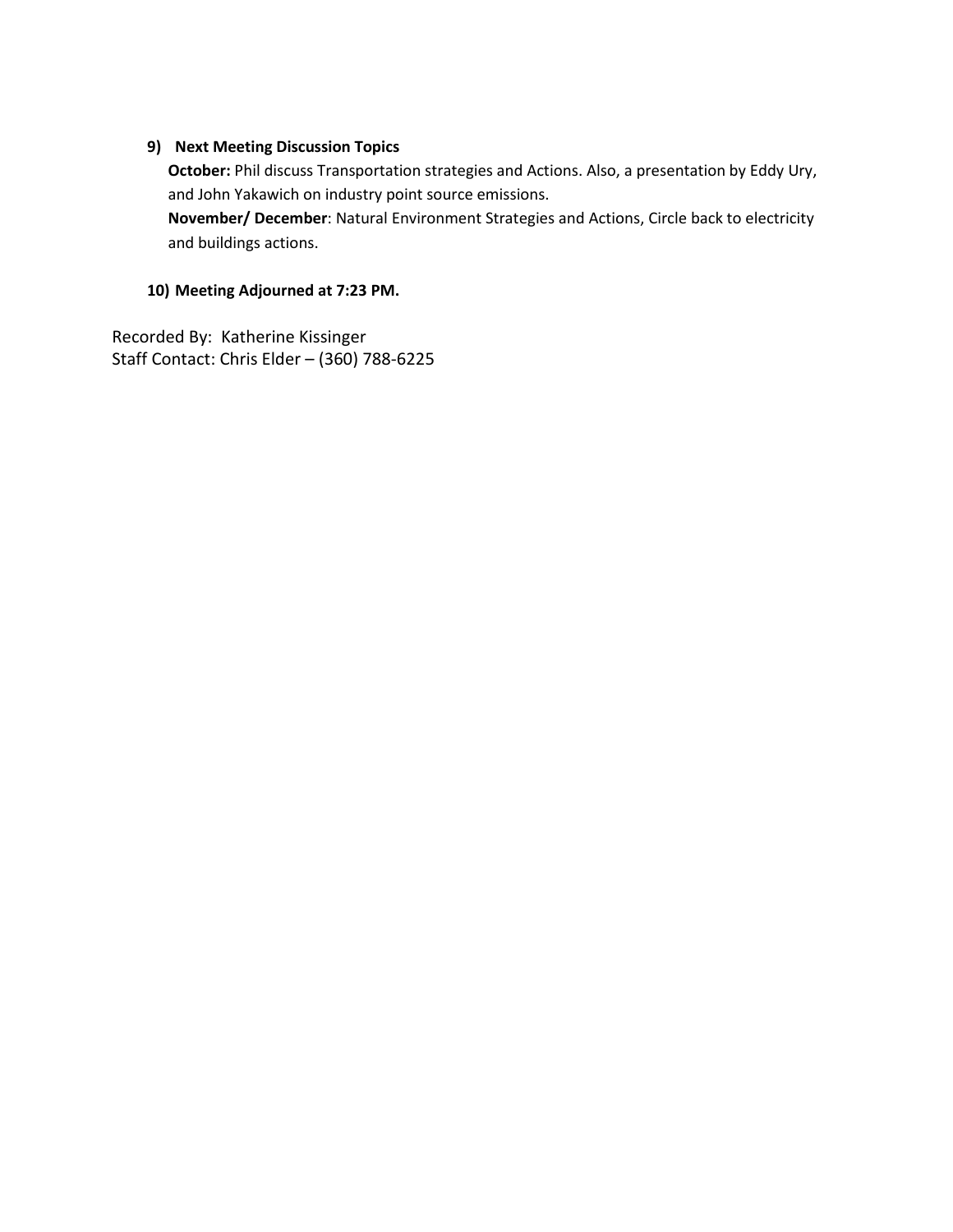**9) Next Meeting Discussion Topics**

**October:** Phil discuss Transportation strategies and Actions. Also, a presentation by Eddy Ury, and John Yakawich on industry point source emissions.

**November/ December**: Natural Environment Strategies and Actions, Circle back to electricity and buildings actions.

**10) Meeting Adjourned at 7:23 PM.**

Recorded By: Katherine Kissinger
Staff Contact: Chris Elder – (360) 788-6225